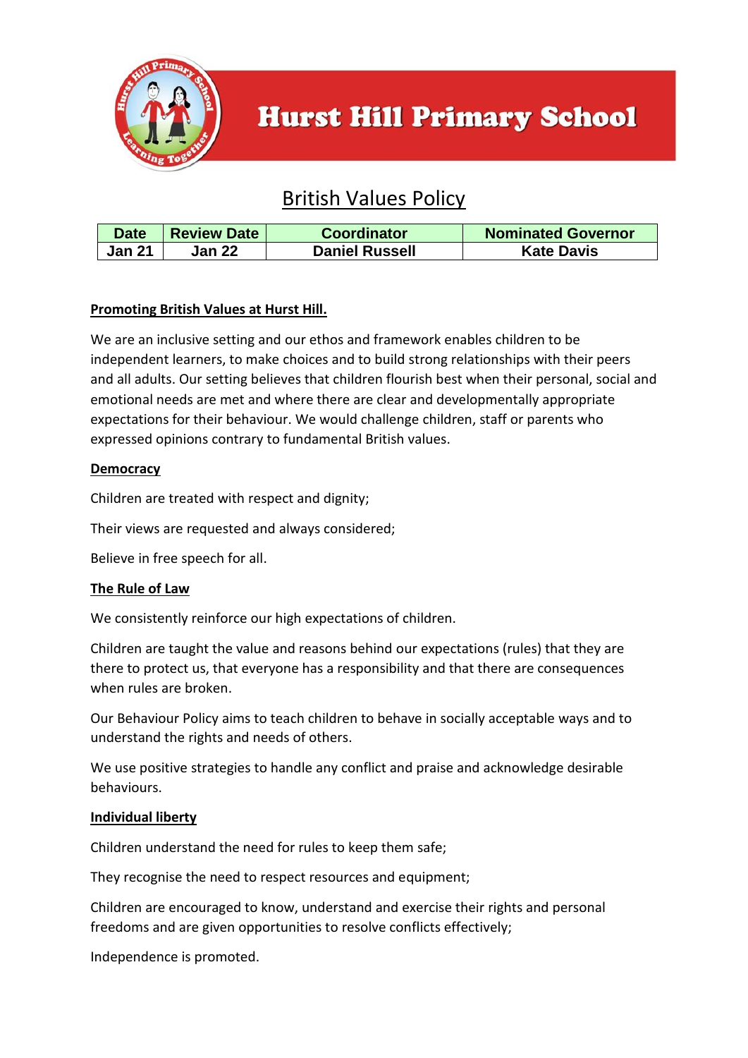# Hurst Hill Primary School

## British Values Policy

| Date | Review Date | Coordinator | Nominated Governor |
|---|---|---|---|
| Jan 21 | Jan 22 | Daniel Russell | Kate Davis |

### Promoting British Values at Hurst Hill.

We are an inclusive setting and our ethos and framework enables children to be independent learners, to make choices and to build strong relationships with their peers and all adults. Our setting believes that children flourish best when their personal, social and emotional needs are met and where there are clear and developmentally appropriate expectations for their behaviour. We would challenge children, staff or parents who expressed opinions contrary to fundamental British values.

### Democracy

Children are treated with respect and dignity;

Their views are requested and always considered;

Believe in free speech for all.

### The Rule of Law

We consistently reinforce our high expectations of children.

Children are taught the value and reasons behind our expectations (rules) that they are there to protect us, that everyone has a responsibility and that there are consequences when rules are broken.

Our Behaviour Policy aims to teach children to behave in socially acceptable ways and to understand the rights and needs of others.

We use positive strategies to handle any conflict and praise and acknowledge desirable behaviours.

### Individual liberty

Children understand the need for rules to keep them safe;

They recognise the need to respect resources and equipment;

Children are encouraged to know, understand and exercise their rights and personal freedoms and are given opportunities to resolve conflicts effectively;

Independence is promoted.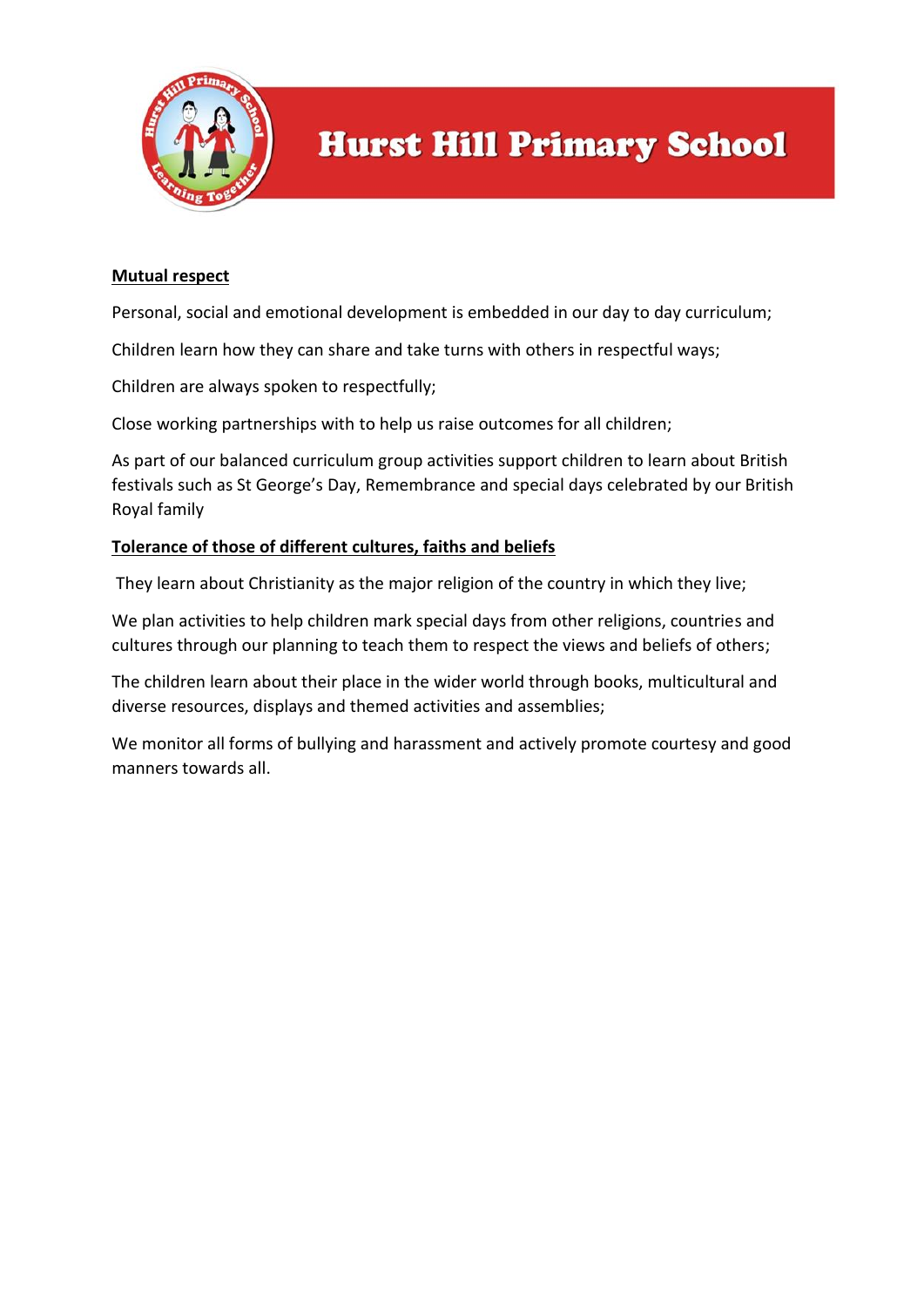**Mutual respect**

Personal, social and emotional development is embedded in our day to day curriculum;

Children learn how they can share and take turns with others in respectful ways;

Children are always spoken to respectfully;

Close working partnerships with to help us raise outcomes for all children;

As part of our balanced curriculum group activities support children to learn about British festivals such as St George's Day, Remembrance and special days celebrated by our British Royal family

**Tolerance of those of different cultures, faiths and beliefs**

They learn about Christianity as the major religion of the country in which they live;

We plan activities to help children mark special days from other religions, countries and cultures through our planning to teach them to respect the views and beliefs of others;

The children learn about their place in the wider world through books, multicultural and diverse resources, displays and themed activities and assemblies;

We monitor all forms of bullying and harassment and actively promote courtesy and good manners towards all.